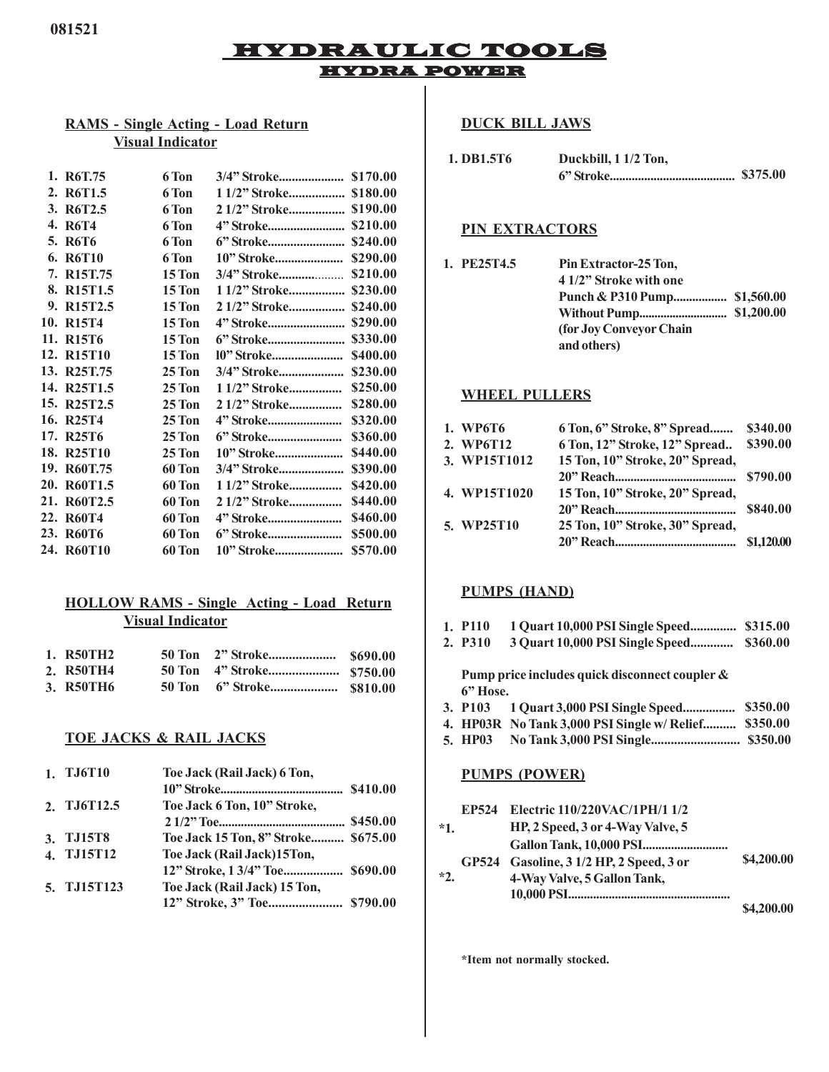081521

# HYDRAULIC TOOLS

## HYDRA POWER

### RAMS - Single Acting - Load Return Visual Indicator

| # | Model | Tonnage | Stroke | Price |
|---|---|---|---|---|
| 1. | R6T.75 | 6 Ton | 3/4" Stroke | $170.00 |
| 2. | R6T1.5 | 6 Ton | 1 1/2" Stroke | $180.00 |
| 3. | R6T2.5 | 6 Ton | 2 1/2" Stroke | $190.00 |
| 4. | R6T4 | 6 Ton | 4" Stroke | $210.00 |
| 5. | R6T6 | 6 Ton | 6" Stroke | $240.00 |
| 6. | R6T10 | 6 Ton | 10" Stroke | $290.00 |
| 7. | R15T.75 | 15 Ton | 3/4" Stroke | $210.00 |
| 8. | R15T1.5 | 15 Ton | 1 1/2" Stroke | $230.00 |
| 9. | R15T2.5 | 15 Ton | 2 1/2" Stroke | $240.00 |
| 10. | R15T4 | 15 Ton | 4" Stroke | $290.00 |
| 11. | R15T6 | 15 Ton | 6" Stroke | $330.00 |
| 12. | R15T10 | 15 Ton | l0" Stroke | $400.00 |
| 13. | R25T.75 | 25 Ton | 3/4" Stroke | $230.00 |
| 14. | R25T1.5 | 25 Ton | 1 1/2" Stroke | $250.00 |
| 15. | R25T2.5 | 25 Ton | 2 1/2" Stroke | $280.00 |
| 16. | R25T4 | 25 Ton | 4" Stroke | $320.00 |
| 17. | R25T6 | 25 Ton | 6" Stroke | $360.00 |
| 18. | R25T10 | 25 Ton | 10" Stroke | $440.00 |
| 19. | R60T.75 | 60 Ton | 3/4" Stroke | $390.00 |
| 20. | R60T1.5 | 60 Ton | 1 1/2" Stroke | $420.00 |
| 21. | R60T2.5 | 60 Ton | 2 1/2" Stroke | $440.00 |
| 22. | R60T4 | 60 Ton | 4" Stroke | $460.00 |
| 23. | R60T6 | 60 Ton | 6" Stroke | $500.00 |
| 24. | R60T10 | 60 Ton | 10" Stroke | $570.00 |

### HOLLOW RAMS - Single Acting - Load Return Visual Indicator

| # | Model | Tonnage | Stroke | Price |
|---|---|---|---|---|
| 1. | R50TH2 | 50 Ton | 2" Stroke | $690.00 |
| 2. | R50TH4 | 50 Ton | 4" Stroke | $750.00 |
| 3. | R50TH6 | 50 Ton | 6" Stroke | $810.00 |

### TOE JACKS & RAIL JACKS

| # | Model | Description | Price |
|---|---|---|---|
| 1. | TJ6T10 | Toe Jack (Rail Jack) 6 Ton, 10" Stroke | $410.00 |
| 2. | TJ6T12.5 | Toe Jack 6 Ton, 10" Stroke, 2 1/2" Toe | $450.00 |
| 3. | TJ15T8 | Toe Jack 15 Ton, 8" Stroke | $675.00 |
| 4. | TJ15T12 | Toe Jack (Rail Jack)15Ton, 12" Stroke, 1 3/4" Toe | $690.00 |
| 5. | TJ15T123 | Toe Jack (Rail Jack) 15 Ton, 12" Stroke, 3" Toe | $790.00 |

### DUCK BILL JAWS

| # | Model | Description | Price |
|---|---|---|---|
| 1. | DB1.5T6 | Duckbill, 1 1/2 Ton, 6" Stroke | $375.00 |

### PIN EXTRACTORS

| # | Model | Description | Price |
|---|---|---|---|
| 1. | PE25T4.5 | Pin Extractor-25 Ton, 4 1/2" Stroke with one Punch & P310 Pump | $1,560.00 |
| | | Without Pump | $1,200.00 |
| | | (for Joy Conveyor Chain and others) | |

### WHEEL PULLERS

| # | Model | Description | Price |
|---|---|---|---|
| 1. | WP6T6 | 6 Ton, 6" Stroke, 8" Spread | $340.00 |
| 2. | WP6T12 | 6 Ton, 12" Stroke, 12" Spread | $390.00 |
| 3. | WP15T1012 | 15 Ton, 10" Stroke, 20" Spread, 20" Reach | $790.00 |
| 4. | WP15T1020 | 15 Ton, 10" Stroke, 20" Spread, 20" Reach | $840.00 |
| 5. | WP25T10 | 25 Ton, 10" Stroke, 30" Spread, 20" Reach | $1,120.00 |

### PUMPS (HAND)

| # | Model | Description | Price |
|---|---|---|---|
| 1. | P110 | 1 Quart 10,000 PSI Single Speed | $315.00 |
| 2. | P310 | 3 Quart 10,000 PSI Single Speed | $360.00 |

Pump price includes quick disconnect coupler & 6" Hose.

| # | Model | Description | Price |
|---|---|---|---|
| 3. | P103 | 1 Quart 3,000 PSI Single Speed | $350.00 |
| 4. | HP03R | No Tank 3,000 PSI Single w/ Relief | $350.00 |
| 5. | HP03 | No Tank 3,000 PSI Single | $350.00 |

### PUMPS (POWER)

| # | Model | Description | Price |
|---|---|---|---|
| *1. | EP524 | Electric 110/220VAC/1PH/1 1/2 HP, 2 Speed, 3 or 4-Way Valve, 5 Gallon Tank, 10,000 PSI | $4,200.00 |
| *2. | GP524 | Gasoline, 3 1/2 HP, 2 Speed, 3 or 4-Way Valve, 5 Gallon Tank, 10,000 PSI | $4,200.00 |

*Item not normally stocked.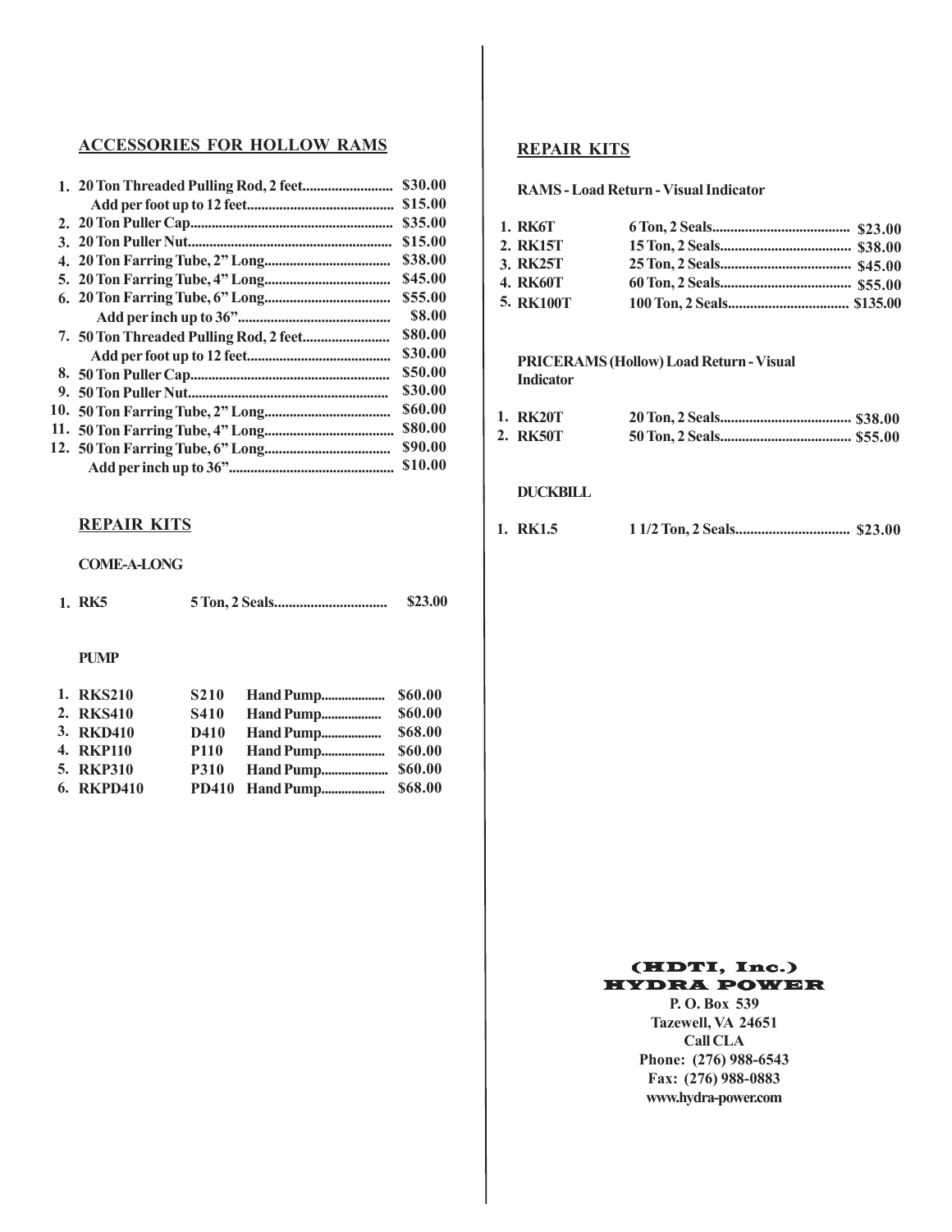## ACCESSORIES FOR HOLLOW RAMS

| | | |
|---|---|---|
| 1. | 20 Ton Threaded Pulling Rod, 2 feet | $30.00 |
| | Add per foot up to 12 feet | $15.00 |
| 2. | 20 Ton Puller Cap | $35.00 |
| 3. | 20 Ton Puller Nut | $15.00 |
| 4. | 20 Ton Farring Tube, 2" Long | $38.00 |
| 5. | 20 Ton Farring Tube, 4" Long | $45.00 |
| 6. | 20 Ton Farring Tube, 6" Long | $55.00 |
| | Add per inch up to 36" | $8.00 |
| 7. | 50 Ton Threaded Pulling Rod, 2 feet | $80.00 |
| | Add per foot up to 12 feet | $30.00 |
| 8. | 50 Ton Puller Cap | $50.00 |
| 9. | 50 Ton Puller Nut | $30.00 |
| 10. | 50 Ton Farring Tube, 2" Long | $60.00 |
| 11. | 50 Ton Farring Tube, 4" Long | $80.00 |
| 12. | 50 Ton Farring Tube, 6" Long | $90.00 |
| | Add per inch up to 36" | $10.00 |

## REPAIR KITS

### COME-A-LONG

| | | | |
|---|---|---|---|
| 1. | RK5 | 5 Ton, 2 Seals | $23.00 |

### PUMP

| | | | | |
|---|---|---|---|---|
| 1. | RKS210 | S210 | Hand Pump | $60.00 |
| 2. | RKS410 | S410 | Hand Pump | $60.00 |
| 3. | RKD410 | D410 | Hand Pump | $68.00 |
| 4. | RKP110 | P110 | Hand Pump | $60.00 |
| 5. | RKP310 | P310 | Hand Pump | $60.00 |
| 6. | RKPD410 | PD410 | Hand Pump | $68.00 |

## REPAIR KITS

### RAMS - Load Return - Visual Indicator

| | | | |
|---|---|---|---|
| 1. | RK6T | 6 Ton, 2 Seals | $23.00 |
| 2. | RK15T | 15 Ton, 2 Seals | $38.00 |
| 3. | RK25T | 25 Ton, 2 Seals | $45.00 |
| 4. | RK60T | 60 Ton, 2 Seals | $55.00 |
| 5. | RK100T | 100 Ton, 2 Seals | $135.00 |

### PRICERAMS (Hollow) Load Return - Visual Indicator

| | | | |
|---|---|---|---|
| 1. | RK20T | 20 Ton, 2 Seals | $38.00 |
| 2. | RK50T | 50 Ton, 2 Seals | $55.00 |

### DUCKBILL

| | | | |
|---|---|---|---|
| 1. | RK1.5 | 1 1/2 Ton, 2 Seals | $23.00 |

**(HDTI, Inc.)**
**HYDRA POWER**
**P. O. Box 539**
**Tazewell, VA 24651**
**Call CLA**
**Phone: (276) 988-6543**
**Fax: (276) 988-0883**
**www.hydra-power.com**